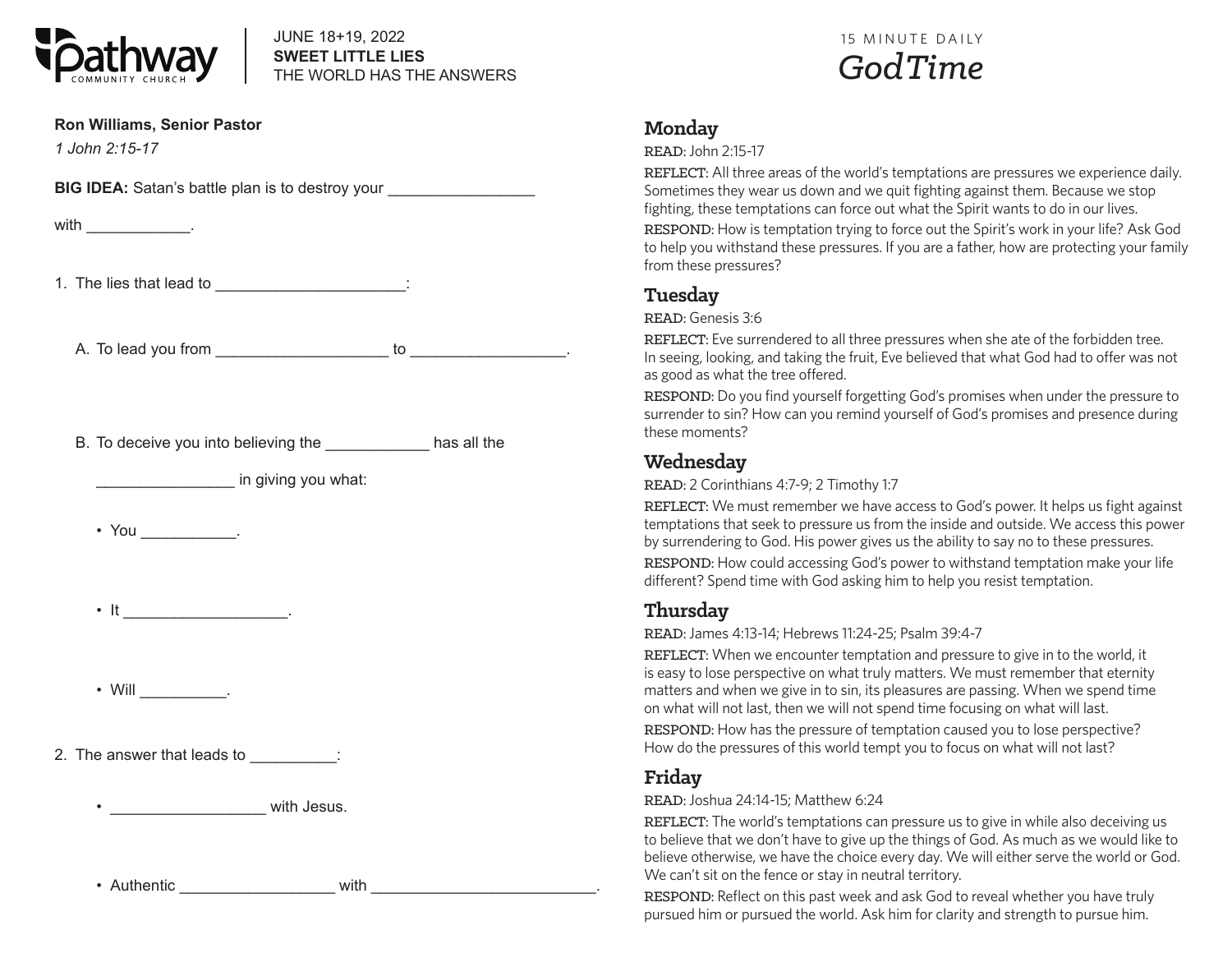Pathway COMMUNITY CHURCH

JUNE 18+19, 2022
**SWEET LITTLE LIES**
THE WORLD HAS THE ANSWERS

**Ron Williams, Senior Pastor**

*1 John 2:15-17*

**BIG IDEA:** Satan's battle plan is to destroy your _________________ with ____________.

1. The lies that lead to ______________________:

   A. To lead you from ____________________ to __________________.

   B. To deceive you into believing the ____________ has all the ________________ in giving you what:

   - You ___________.
   - It ___________________.
   - Will __________.

2. The answer that leads to __________:

   - __________________ with Jesus.
   - Authentic __________________ with ___________________________.

# 15 MINUTE DAILY *GodTime*

## Monday

READ: John 2:15-17

REFLECT: All three areas of the world's temptations are pressures we experience daily. Sometimes they wear us down and we quit fighting against them. Because we stop fighting, these temptations can force out what the Spirit wants to do in our lives.

RESPOND: How is temptation trying to force out the Spirit's work in your life? Ask God to help you withstand these pressures. If you are a father, how are protecting your family from these pressures?

## Tuesday

READ: Genesis 3:6

REFLECT: Eve surrendered to all three pressures when she ate of the forbidden tree. In seeing, looking, and taking the fruit, Eve believed that what God had to offer was not as good as what the tree offered.

RESPOND: Do you find yourself forgetting God's promises when under the pressure to surrender to sin? How can you remind yourself of God's promises and presence during these moments?

## Wednesday

READ: 2 Corinthians 4:7-9; 2 Timothy 1:7

REFLECT: We must remember we have access to God's power. It helps us fight against temptations that seek to pressure us from the inside and outside. We access this power by surrendering to God. His power gives us the ability to say no to these pressures.

RESPOND: How could accessing God's power to withstand temptation make your life different? Spend time with God asking him to help you resist temptation.

## Thursday

READ: James 4:13-14; Hebrews 11:24-25; Psalm 39:4-7

REFLECT: When we encounter temptation and pressure to give in to the world, it is easy to lose perspective on what truly matters. We must remember that eternity matters and when we give in to sin, its pleasures are passing. When we spend time on what will not last, then we will not spend time focusing on what will last.

RESPOND: How has the pressure of temptation caused you to lose perspective? How do the pressures of this world tempt you to focus on what will not last?

## Friday

READ: Joshua 24:14-15; Matthew 6:24

REFLECT: The world's temptations can pressure us to give in while also deceiving us to believe that we don't have to give up the things of God. As much as we would like to believe otherwise, we have the choice every day. We will either serve the world or God. We can't sit on the fence or stay in neutral territory.

RESPOND: Reflect on this past week and ask God to reveal whether you have truly pursued him or pursued the world. Ask him for clarity and strength to pursue him.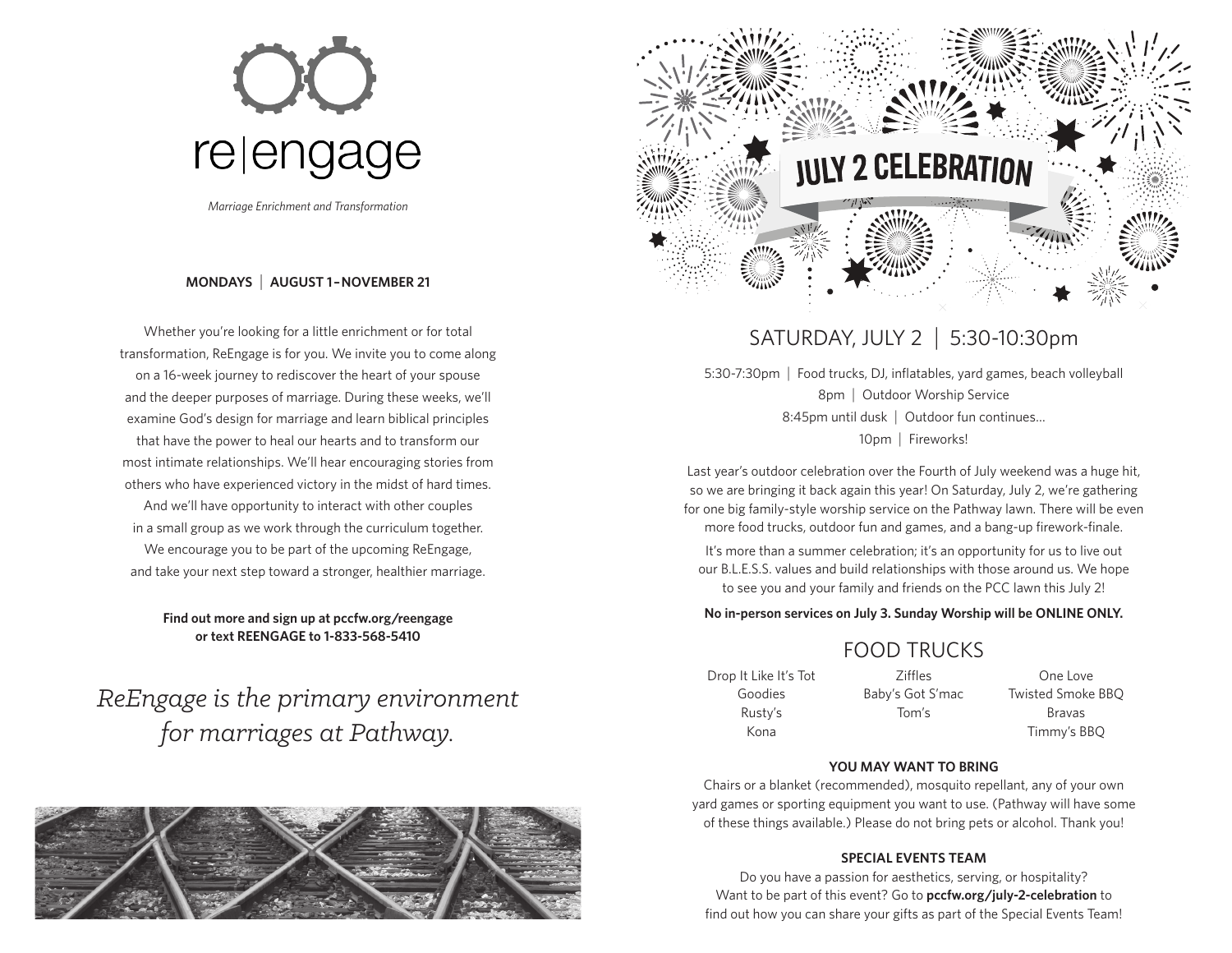# re|engage

*Marriage Enrichment and Transformation*

**MONDAYS | AUGUST 1–NOVEMBER 21**

Whether you're looking for a little enrichment or for total transformation, ReEngage is for you. We invite you to come along on a 16-week journey to rediscover the heart of your spouse and the deeper purposes of marriage. During these weeks, we'll examine God's design for marriage and learn biblical principles that have the power to heal our hearts and to transform our most intimate relationships. We'll hear encouraging stories from others who have experienced victory in the midst of hard times. And we'll have opportunity to interact with other couples in a small group as we work through the curriculum together. We encourage you to be part of the upcoming ReEngage, and take your next step toward a stronger, healthier marriage.

**Find out more and sign up at pccfw.org/reengage or text REENGAGE to 1-833-568-5410**

*ReEngage is the primary environment for marriages at Pathway.*

# JULY 2 CELEBRATION

## SATURDAY, JULY 2 | 5:30-10:30pm

5:30-7:30pm | Food trucks, DJ, inflatables, yard games, beach volleyball
8pm | Outdoor Worship Service
8:45pm until dusk | Outdoor fun continues...
10pm | Fireworks!

Last year's outdoor celebration over the Fourth of July weekend was a huge hit, so we are bringing it back again this year! On Saturday, July 2, we're gathering for one big family-style worship service on the Pathway lawn. There will be even more food trucks, outdoor fun and games, and a bang-up firework-finale.

It's more than a summer celebration; it's an opportunity for us to live out our B.L.E.S.S. values and build relationships with those around us. We hope to see you and your family and friends on the PCC lawn this July 2!

**No in-person services on July 3. Sunday Worship will be ONLINE ONLY.**

## FOOD TRUCKS

Drop It Like It's Tot
Goodies
Rusty's
Kona
Ziffles
Baby's Got S'mac
Tom's
One Love
Twisted Smoke BBQ
Bravas
Timmy's BBQ

### YOU MAY WANT TO BRING

Chairs or a blanket (recommended), mosquito repellant, any of your own yard games or sporting equipment you want to use. (Pathway will have some of these things available.) Please do not bring pets or alcohol. Thank you!

### SPECIAL EVENTS TEAM

Do you have a passion for aesthetics, serving, or hospitality? Want to be part of this event? Go to **pccfw.org/july-2-celebration** to find out how you can share your gifts as part of the Special Events Team!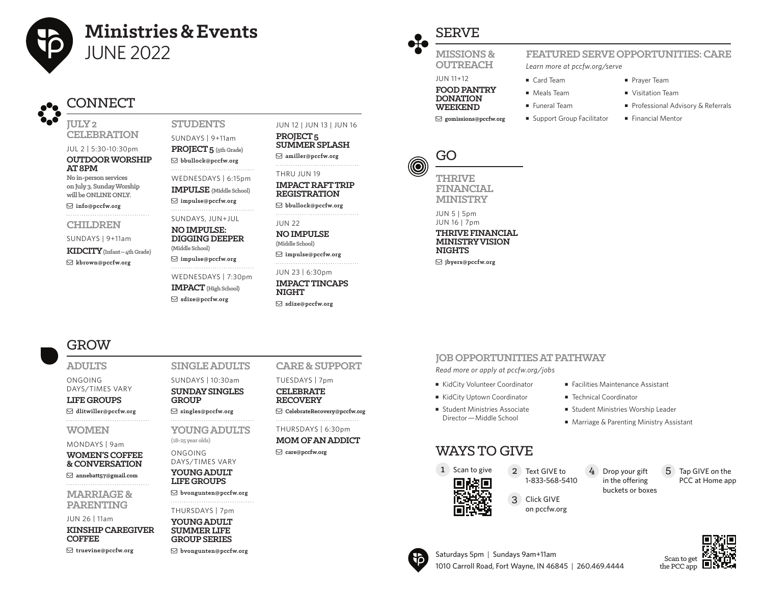# Ministries & Events
JUNE 2022

## CONNECT

### JULY 2 CELEBRATION

JUL 2 | 5:30-10:30pm

**OUTDOOR WORSHIP AT 8PM**

**No in-person services on July 3. Sunday Worship will be ONLINE ONLY.**

info@pccfw.org

### CHILDREN

SUNDAYS | 9+11am

**KIDCITY** (Infant – 4th Grade)

kbrown@pccfw.org

### STUDENTS

SUNDAYS | 9+11am

**PROJECT 5** (5th Grade)

bbullock@pccfw.org

WEDNESDAYS | 6:15pm

**IMPULSE** (Middle School)

impulse@pccfw.org

SUNDAYS, JUN+JUL

**NO IMPULSE: DIGGING DEEPER** (Middle School)

impulse@pccfw.org

WEDNESDAYS | 7:30pm

**IMPACT** (High School)

sdize@pccfw.org

JUN 12 | JUN 13 | JUN 16

**PROJECT 5 SUMMER SPLASH**

amiller@pccfw.org

THRU JUN 19

**IMPACT RAFT TRIP REGISTRATION**

bbullock@pccfw.org

JUN 22

**NO IMPULSE** (Middle School)

impulse@pccfw.org

JUN 23 | 6:30pm

**IMPACT TINCAPS NIGHT**

sdize@pccfw.org

## SERVE

### MISSIONS & OUTREACH

JUN 11+12

**FOOD PANTRY DONATION WEEKEND**

gomissions@pccfw.org

### FEATURED SERVE OPPORTUNITIES: CARE

*Learn more at pccfw.org/serve*

- Card Team
- Meals Team
- Funeral Team
- Support Group Facilitator
- Prayer Team
- Visitation Team
- Professional Advisory & Referrals
- Financial Mentor

## GO

### THRIVE FINANCIAL MINISTRY

JUN 5 | 5pm
JUN 16 | 7pm

**THRIVE FINANCIAL MINISTRY VISION NIGHTS**

jbyers@pccfw.org

## GROW

### ADULTS

ONGOING
DAYS/TIMES VARY

**LIFE GROUPS**

dlitwiller@pccfw.org

### WOMEN

MONDAYS | 9am

**WOMEN'S COFFEE & CONVERSATION**

annebatt57@gmail.com

### MARRIAGE & PARENTING

JUN 26 | 11am

**KINSHIP CAREGIVER COFFEE**

truevine@pccfw.org

### SINGLE ADULTS

SUNDAYS | 10:30am

**SUNDAY SINGLES GROUP**

singles@pccfw.org

### YOUNG ADULTS (18–25 year olds)

ONGOING
DAYS/TIMES VARY

**YOUNG ADULT LIFE GROUPS**

bvongunten@pccfw.org

THURSDAYS | 7pm

**YOUNG ADULT SUMMER LIFE GROUP SERIES**

bvongunten@pccfw.org

### CARE & SUPPORT

TUESDAYS | 7pm

**CELEBRATE RECOVERY**

CelebrateRecovery@pccfw.org

THURSDAYS | 6:30pm

**MOM OF AN ADDICT**

care@pccfw.org

## JOB OPPORTUNITIES AT PATHWAY

*Read more or apply at pccfw.org/jobs*

- KidCity Volunteer Coordinator
- KidCity Uptown Coordinator
- Student Ministries Associate Director — Middle School
- Facilities Maintenance Assistant
- Technical Coordinator
- Student Ministries Worship Leader
- Marriage & Parenting Ministry Assistant

## WAYS TO GIVE

1. Scan to give
2. Text GIVE to 1-833-568-5410
3. Click GIVE on pccfw.org
4. Drop your gift in the offering buckets or boxes
5. Tap GIVE on the PCC at Home app

Saturdays 5pm | Sundays 9am+11am
1010 Carroll Road, Fort Wayne, IN 46845 | 260.469.4444

Scan to get the PCC app